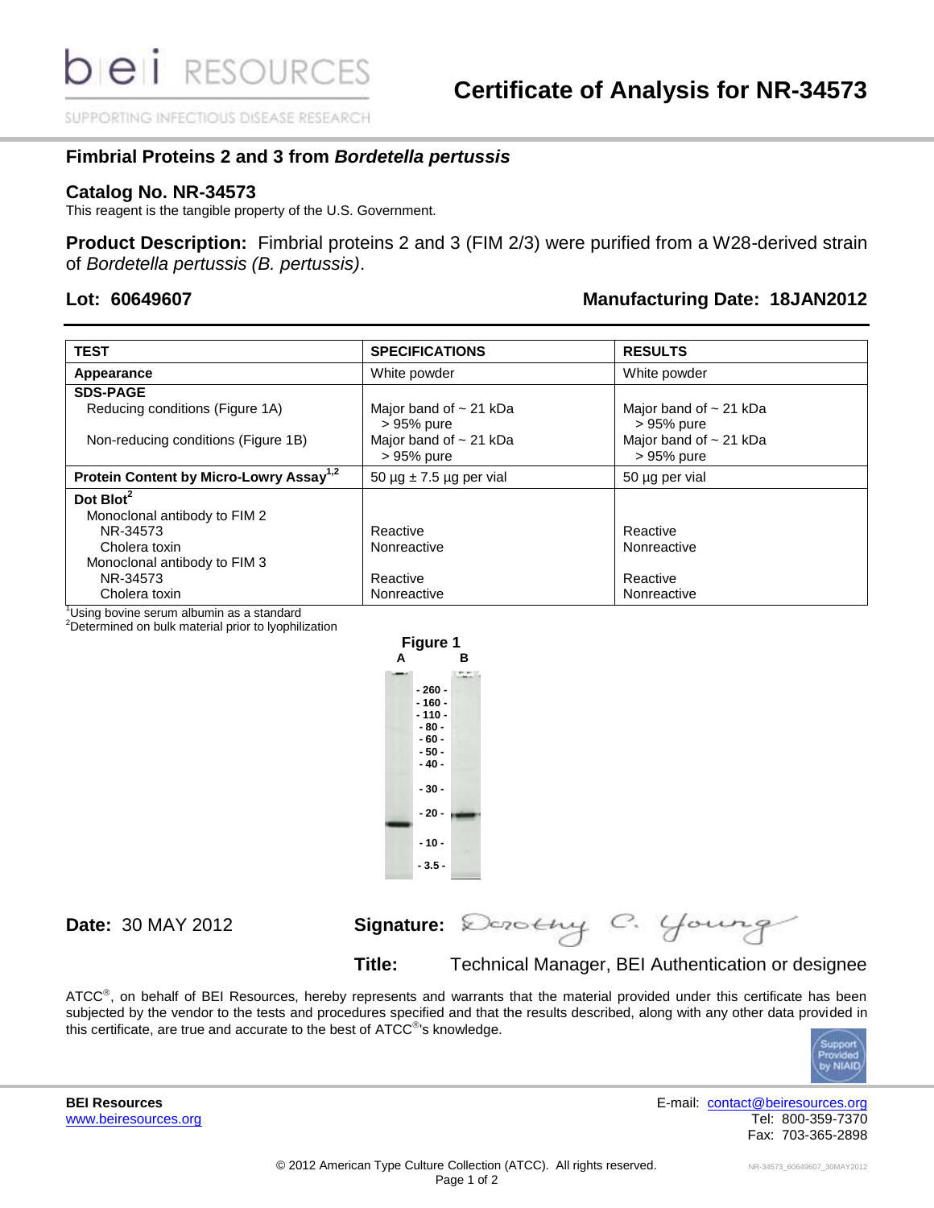# Certificate of Analysis for NR-34573

## Fimbrial Proteins 2 and 3 from *Bordetella pertussis*

### Catalog No. NR-34573

This reagent is the tangible property of the U.S. Government.

**Product Description:** Fimbrial proteins 2 and 3 (FIM 2/3) were purified from a W28-derived strain of *Bordetella pertussis (B. pertussis)*.

**Lot: 60649607** | **Manufacturing Date: 18JAN2012**

| TEST | SPECIFICATIONS | RESULTS |
|---|---|---|
| **Appearance** | White powder | White powder |
| **SDS-PAGE** | | |
| Reducing conditions (Figure 1A) | Major band of ~ 21 kDa > 95% pure | Major band of ~ 21 kDa > 95% pure |
| Non-reducing conditions (Figure 1B) | Major band of ~ 21 kDa > 95% pure | Major band of ~ 21 kDa > 95% pure |
| **Protein Content by Micro-Lowry Assay**[1,2] | 50 µg ± 7.5 µg per vial | 50 µg per vial |
| **Dot Blot**[2] | | |
| Monoclonal antibody to FIM 2 | | |
| NR-34573 | Reactive | Reactive |
| Cholera toxin | Nonreactive | Nonreactive |
| Monoclonal antibody to FIM 3 | | |
| NR-34573 | Reactive | Reactive |
| Cholera toxin | Nonreactive | Nonreactive |

[1]Using bovine serum albumin as a standard
[2]Determined on bulk material prior to lyophilization

**Figure 1**

A B

- 260 -
- 160 -
- 110 -
- 80 -
- 60 -
- 50 -
- 40 -
- 30 -
- 20 -
- 10 -
- 3.5 -

**Date:** 30 MAY 2012

**Signature:** Dorothy C. Young

**Title:** Technical Manager, BEI Authentication or designee

ATCC®, on behalf of BEI Resources, hereby represents and warrants that the material provided under this certificate has been subjected by the vendor to the tests and procedures specified and that the results described, along with any other data provided in this certificate, are true and accurate to the best of ATCC®'s knowledge.

**BEI Resources**
www.beiresources.org

E-mail: contact@beiresources.org
Tel: 800-359-7370
Fax: 703-365-2898

© 2012 American Type Culture Collection (ATCC). All rights reserved.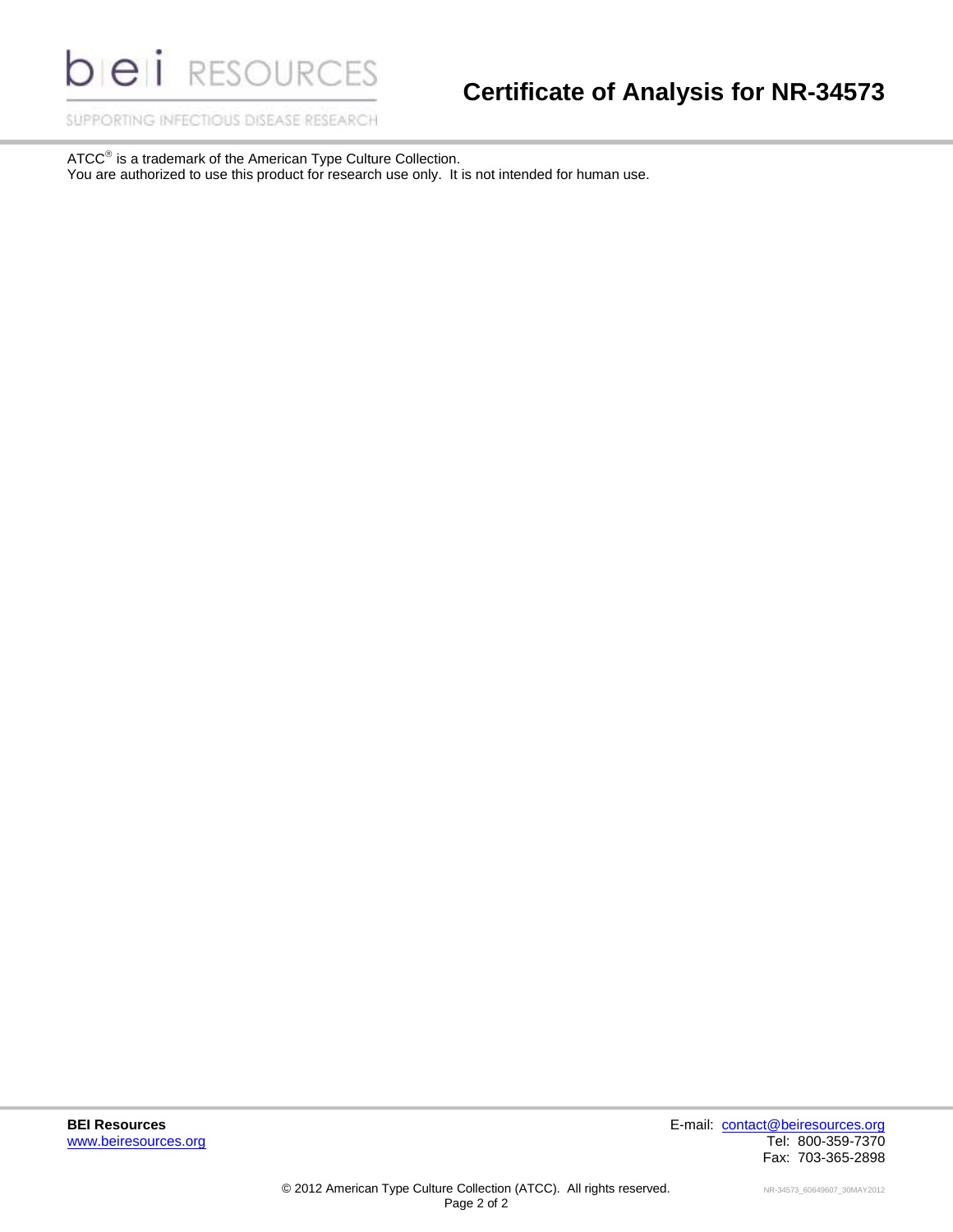ATCC® is a trademark of the American Type Culture Collection.
You are authorized to use this product for research use only. It is not intended for human use.

**BEI Resources**
www.beiresources.org

E-mail: contact@beiresources.org
Tel: 800-359-7370
Fax: 703-365-2898

© 2012 American Type Culture Collection (ATCC). All rights reserved.

NR-34573_60649607_30MAY2012